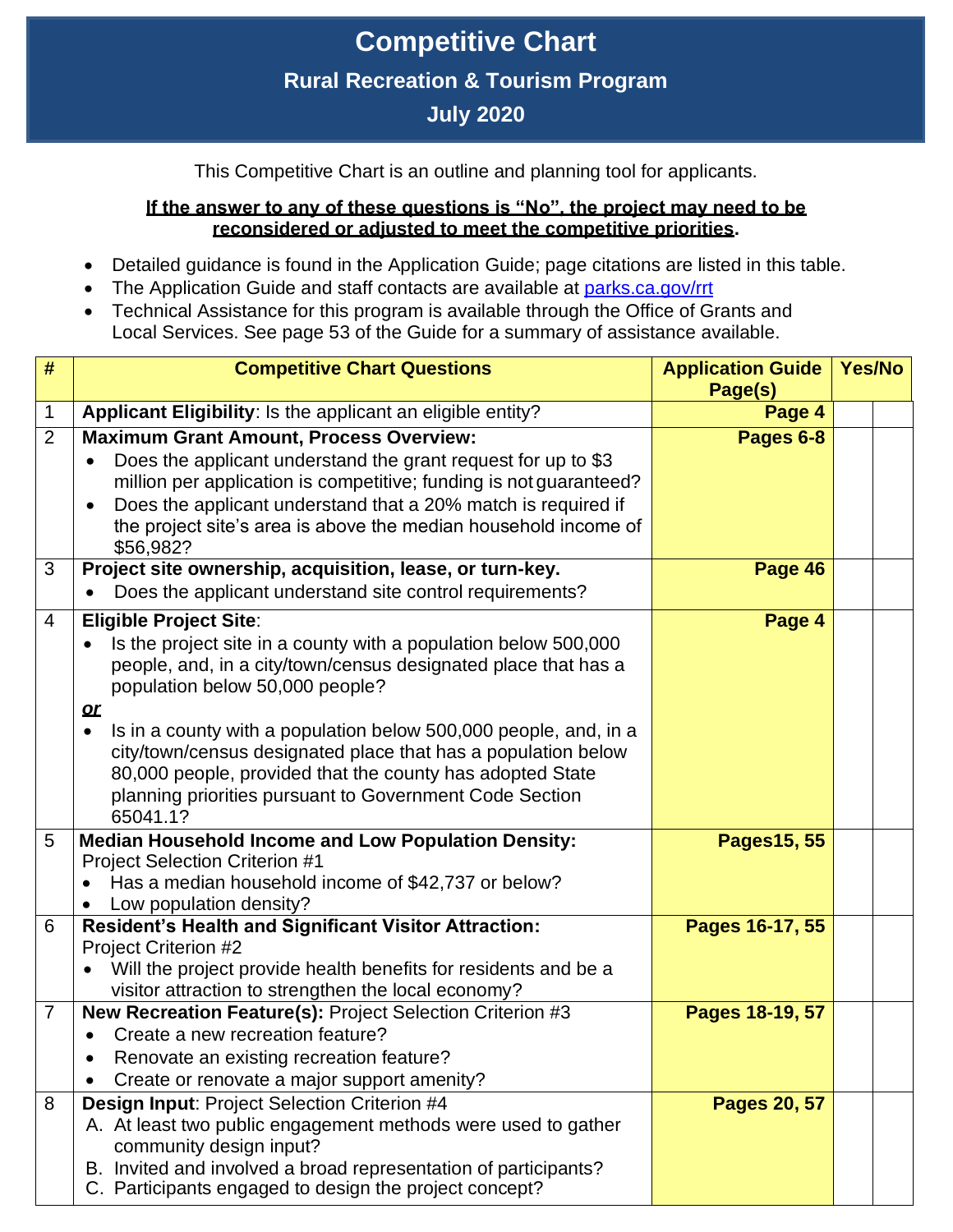# Competitive Chart

## Rural Recreation & Tourism Program

## July 2020

This Competitive Chart is an outline and planning tool for applicants.

**If the answer to any of these questions is "No", the project may need to be reconsidered or adjusted to meet the competitive priorities.**

- Detailed guidance is found in the Application Guide; page citations are listed in this table.
- The Application Guide and staff contacts are available at parks.ca.gov/rrt
- Technical Assistance for this program is available through the Office of Grants and Local Services. See page 53 of the Guide for a summary of assistance available.

| # | Competitive Chart Questions | Application Guide Page(s) | Yes/No | |
|---|---|---|---|---|
| 1 | **Applicant Eligibility**: Is the applicant an eligible entity? | **Page 4** | | |
| 2 | **Maximum Grant Amount, Process Overview:**<br>• Does the applicant understand the grant request for up to $3 million per application is competitive; funding is not guaranteed?<br>• Does the applicant understand that a 20% match is required if the project site's area is above the median household income of $56,982? | **Pages 6-8** | | |
| 3 | **Project site ownership, acquisition, lease, or turn-key.**<br>• Does the applicant understand site control requirements? | **Page 46** | | |
| 4 | **Eligible Project Site**:<br>• Is the project site in a county with a population below 500,000 people, and, in a city/town/census designated place that has a population below 50,000 people?<br>***or***<br>• Is in a county with a population below 500,000 people, and, in a city/town/census designated place that has a population below 80,000 people, provided that the county has adopted State planning priorities pursuant to Government Code Section 65041.1? | **Page 4** | | |
| 5 | **Median Household Income and Low Population Density:** Project Selection Criterion #1<br>• Has a median household income of $42,737 or below?<br>• Low population density? | **Pages15, 55** | | |
| 6 | **Resident's Health and Significant Visitor Attraction:** Project Criterion #2<br>• Will the project provide health benefits for residents and be a visitor attraction to strengthen the local economy? | **Pages 16-17, 55** | | |
| 7 | **New Recreation Feature(s):** Project Selection Criterion #3<br>• Create a new recreation feature?<br>• Renovate an existing recreation feature?<br>• Create or renovate a major support amenity? | **Pages 18-19, 57** | | |
| 8 | **Design Input**: Project Selection Criterion #4<br>A. At least two public engagement methods were used to gather community design input?<br>B. Invited and involved a broad representation of participants?<br>C. Participants engaged to design the project concept? | **Pages 20, 57** | | |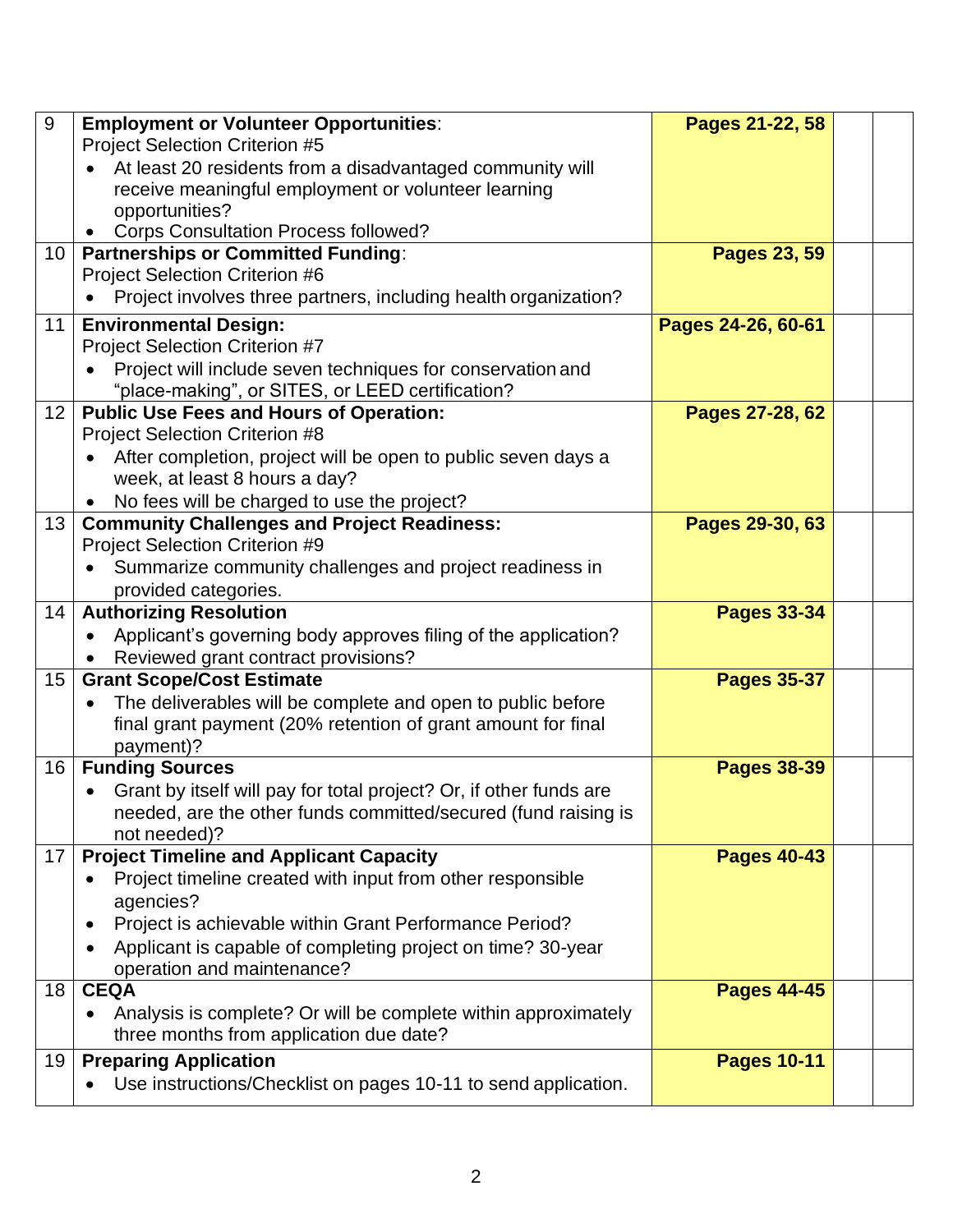| | | | | |
|---|---|---|---|---|
| 9 | **Employment or Volunteer Opportunities**:<br>Project Selection Criterion #5<br>• At least 20 residents from a disadvantaged community will receive meaningful employment or volunteer learning opportunities?<br>• Corps Consultation Process followed? | **Pages 21-22, 58** | | |
| 10 | **Partnerships or Committed Funding**:<br>Project Selection Criterion #6<br>• Project involves three partners, including health organization? | **Pages 23, 59** | | |
| 11 | **Environmental Design:**<br>Project Selection Criterion #7<br>• Project will include seven techniques for conservation and "place-making", or SITES, or LEED certification? | **Pages 24-26, 60-61** | | |
| 12 | **Public Use Fees and Hours of Operation:**<br>Project Selection Criterion #8<br>• After completion, project will be open to public seven days a week, at least 8 hours a day?<br>• No fees will be charged to use the project? | **Pages 27-28, 62** | | |
| 13 | **Community Challenges and Project Readiness:**<br>Project Selection Criterion #9<br>• Summarize community challenges and project readiness in provided categories. | **Pages 29-30, 63** | | |
| 14 | **Authorizing Resolution**<br>• Applicant's governing body approves filing of the application?<br>• Reviewed grant contract provisions? | **Pages 33-34** | | |
| 15 | **Grant Scope/Cost Estimate**<br>• The deliverables will be complete and open to public before final grant payment (20% retention of grant amount for final payment)? | **Pages 35-37** | | |
| 16 | **Funding Sources**<br>• Grant by itself will pay for total project? Or, if other funds are needed, are the other funds committed/secured (fund raising is not needed)? | **Pages 38-39** | | |
| 17 | **Project Timeline and Applicant Capacity**<br>• Project timeline created with input from other responsible agencies?<br>• Project is achievable within Grant Performance Period?<br>• Applicant is capable of completing project on time? 30-year operation and maintenance? | **Pages 40-43** | | |
| 18 | **CEQA**<br>• Analysis is complete? Or will be complete within approximately three months from application due date? | **Pages 44-45** | | |
| 19 | **Preparing Application**<br>• Use instructions/Checklist on pages 10-11 to send application. | **Pages 10-11** | | |